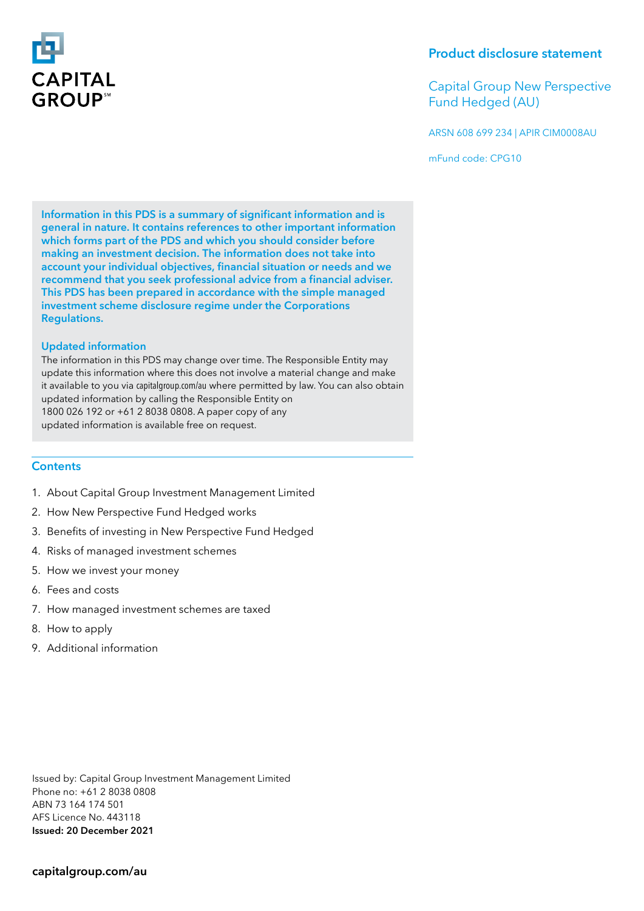CAPITAL GROUP℠

# Product disclosure statement

## Capital Group New Perspective Fund Hedged (AU)

ARSN 608 699 234 | APIR CIM0008AU

mFund code: CPG10

**Information in this PDS is a summary of significant information and is general in nature. It contains references to other important information which forms part of the PDS and which you should consider before making an investment decision. The information does not take into account your individual objectives, financial situation or needs and we recommend that you seek professional advice from a financial adviser. This PDS has been prepared in accordance with the simple managed investment scheme disclosure regime under the Corporations Regulations.**

### Updated information

The information in this PDS may change over time. The Responsible Entity may update this information where this does not involve a material change and make it available to you via capitalgroup.com/au where permitted by law. You can also obtain updated information by calling the Responsible Entity on 1800 026 192 or +61 2 8038 0808. A paper copy of any updated information is available free on request.

### Contents

1. About Capital Group Investment Management Limited
2. How New Perspective Fund Hedged works
3. Benefits of investing in New Perspective Fund Hedged
4. Risks of managed investment schemes
5. How we invest your money
6. Fees and costs
7. How managed investment schemes are taxed
8. How to apply
9. Additional information

Issued by: Capital Group Investment Management Limited
Phone no: +61 2 8038 0808
ABN 73 164 174 501
AFS Licence No. 443118
**Issued: 20 December 2021**

**capitalgroup.com/au**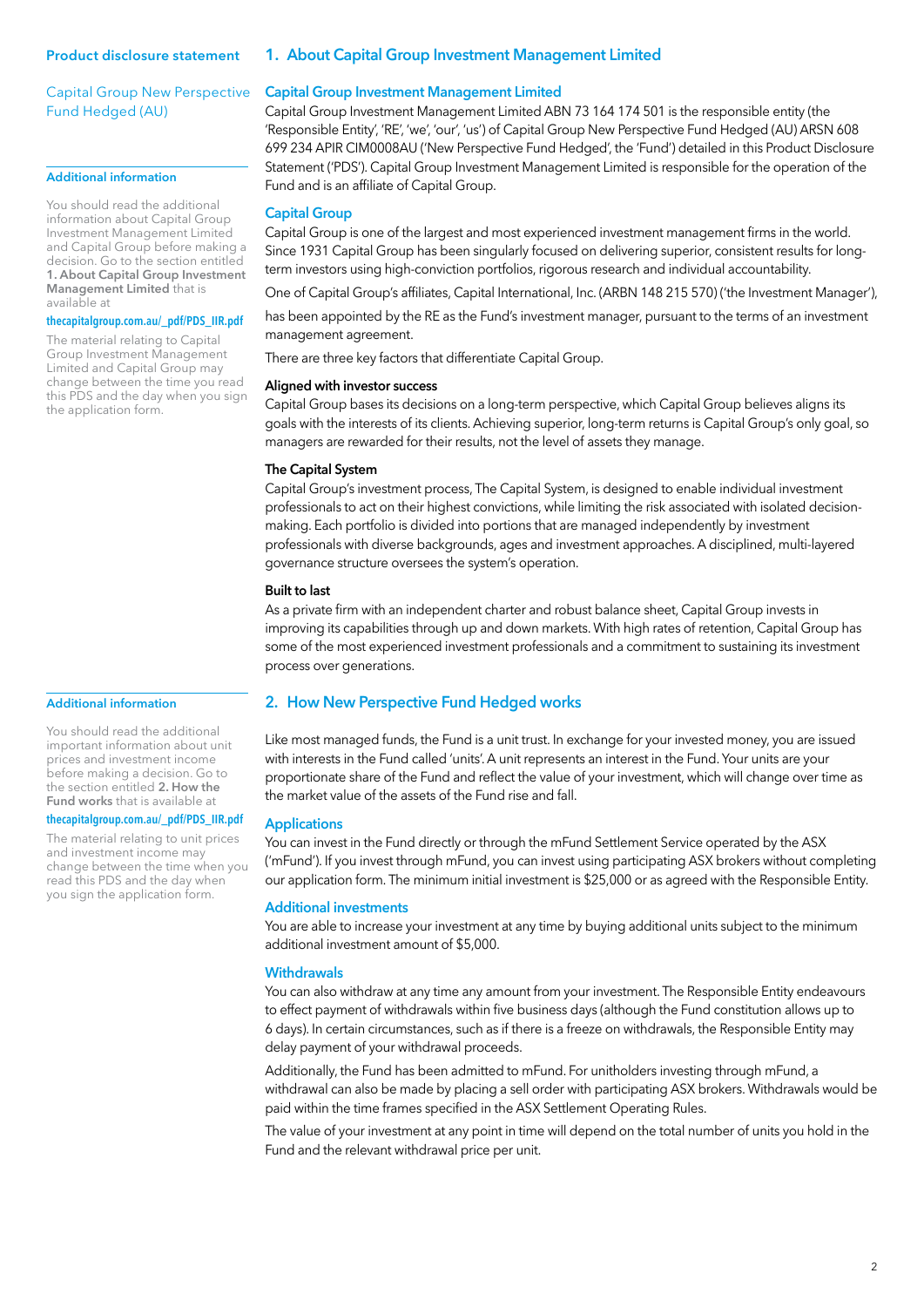**Product disclosure statement**

Capital Group New Perspective Fund Hedged (AU)

## 1. About Capital Group Investment Management Limited

### Capital Group Investment Management Limited

Capital Group Investment Management Limited ABN 73 164 174 501 is the responsible entity (the 'Responsible Entity', 'RE', 'we', 'our', 'us') of Capital Group New Perspective Fund Hedged (AU) ARSN 608 699 234 APIR CIM0008AU ('New Perspective Fund Hedged', the 'Fund') detailed in this Product Disclosure Statement ('PDS'). Capital Group Investment Management Limited is responsible for the operation of the Fund and is an affiliate of Capital Group.

### Capital Group

Capital Group is one of the largest and most experienced investment management firms in the world. Since 1931 Capital Group has been singularly focused on delivering superior, consistent results for long-term investors using high-conviction portfolios, rigorous research and individual accountability.

One of Capital Group's affiliates, Capital International, Inc. (ARBN 148 215 570) ('the Investment Manager'), has been appointed by the RE as the Fund's investment manager, pursuant to the terms of an investment management agreement.

There are three key factors that differentiate Capital Group.

**Aligned with investor success**

Capital Group bases its decisions on a long-term perspective, which Capital Group believes aligns its goals with the interests of its clients. Achieving superior, long-term returns is Capital Group's only goal, so managers are rewarded for their results, not the level of assets they manage.

**The Capital System**

Capital Group's investment process, The Capital System, is designed to enable individual investment professionals to act on their highest convictions, while limiting the risk associated with isolated decision-making. Each portfolio is divided into portions that are managed independently by investment professionals with diverse backgrounds, ages and investment approaches. A disciplined, multi-layered governance structure oversees the system's operation.

**Built to last**

As a private firm with an independent charter and robust balance sheet, Capital Group invests in improving its capabilities through up and down markets. With high rates of retention, Capital Group has some of the most experienced investment professionals and a commitment to sustaining its investment process over generations.

**Additional information**

You should read the additional information about Capital Group Investment Management Limited and Capital Group before making a decision. Go to the section entitled **1. About Capital Group Investment Management Limited** that is available at

thecapitalgroup.com.au/_pdf/PDS_IIR.pdf

The material relating to Capital Group Investment Management Limited and Capital Group may change between the time you read this PDS and the day when you sign the application form.

## 2. How New Perspective Fund Hedged works

Like most managed funds, the Fund is a unit trust. In exchange for your invested money, you are issued with interests in the Fund called 'units'. A unit represents an interest in the Fund. Your units are your proportionate share of the Fund and reflect the value of your investment, which will change over time as the market value of the assets of the Fund rise and fall.

### Applications

You can invest in the Fund directly or through the mFund Settlement Service operated by the ASX ('mFund'). If you invest through mFund, you can invest using participating ASX brokers without completing our application form. The minimum initial investment is $25,000 or as agreed with the Responsible Entity.

### Additional investments

You are able to increase your investment at any time by buying additional units subject to the minimum additional investment amount of $5,000.

### Withdrawals

You can also withdraw at any time any amount from your investment. The Responsible Entity endeavours to effect payment of withdrawals within five business days (although the Fund constitution allows up to 6 days). In certain circumstances, such as if there is a freeze on withdrawals, the Responsible Entity may delay payment of your withdrawal proceeds.

Additionally, the Fund has been admitted to mFund. For unitholders investing through mFund, a withdrawal can also be made by placing a sell order with participating ASX brokers. Withdrawals would be paid within the time frames specified in the ASX Settlement Operating Rules.

The value of your investment at any point in time will depend on the total number of units you hold in the Fund and the relevant withdrawal price per unit.

**Additional information**

You should read the additional important information about unit prices and investment income before making a decision. Go to the section entitled **2. How the Fund works** that is available at

thecapitalgroup.com.au/_pdf/PDS_IIR.pdf

The material relating to unit prices and investment income may change between the time when you read this PDS and the day when you sign the application form.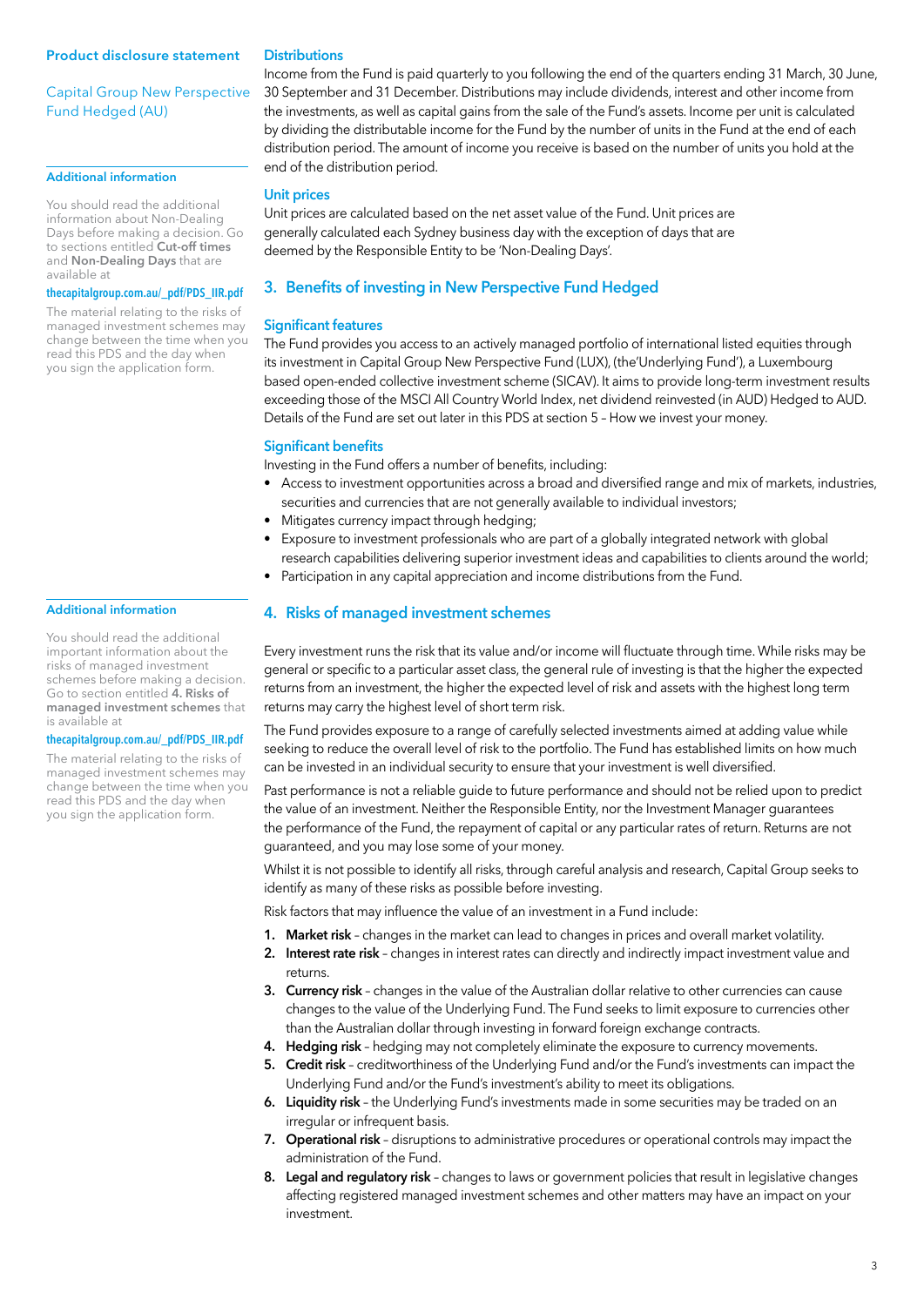## Distributions

Income from the Fund is paid quarterly to you following the end of the quarters ending 31 March, 30 June, 30 September and 31 December. Distributions may include dividends, interest and other income from the investments, as well as capital gains from the sale of the Fund's assets. Income per unit is calculated by dividing the distributable income for the Fund by the number of units in the Fund at the end of each distribution period. The amount of income you receive is based on the number of units you hold at the end of the distribution period.

## Unit prices

Unit prices are calculated based on the net asset value of the Fund. Unit prices are generally calculated each Sydney business day with the exception of days that are deemed by the Responsible Entity to be 'Non-Dealing Days'.

**Additional information**

You should read the additional information about Non-Dealing Days before making a decision. Go to sections entitled **Cut-off times** and **Non-Dealing Days** that are available at

**thecapitalgroup.com.au/_pdf/PDS_IIR.pdf**

The material relating to the risks of managed investment schemes may change between the time when you read this PDS and the day when you sign the application form.

# 3. Benefits of investing in New Perspective Fund Hedged

## Significant features

The Fund provides you access to an actively managed portfolio of international listed equities through its investment in Capital Group New Perspective Fund (LUX), (the'Underlying Fund'), a Luxembourg based open-ended collective investment scheme (SICAV). It aims to provide long-term investment results exceeding those of the MSCI All Country World Index, net dividend reinvested (in AUD) Hedged to AUD. Details of the Fund are set out later in this PDS at section 5 – How we invest your money.

## Significant benefits

Investing in the Fund offers a number of benefits, including:

- Access to investment opportunities across a broad and diversified range and mix of markets, industries, securities and currencies that are not generally available to individual investors;
- Mitigates currency impact through hedging;
- Exposure to investment professionals who are part of a globally integrated network with global research capabilities delivering superior investment ideas and capabilities to clients around the world;
- Participation in any capital appreciation and income distributions from the Fund.

# 4. Risks of managed investment schemes

**Additional information**

You should read the additional important information about the risks of managed investment schemes before making a decision. Go to section entitled **4. Risks of managed investment schemes** that is available at

**thecapitalgroup.com.au/_pdf/PDS_IIR.pdf**

The material relating to the risks of managed investment schemes may change between the time when you read this PDS and the day when you sign the application form.

Every investment runs the risk that its value and/or income will fluctuate through time. While risks may be general or specific to a particular asset class, the general rule of investing is that the higher the expected returns from an investment, the higher the expected level of risk and assets with the highest long term returns may carry the highest level of short term risk.

The Fund provides exposure to a range of carefully selected investments aimed at adding value while seeking to reduce the overall level of risk to the portfolio. The Fund has established limits on how much can be invested in an individual security to ensure that your investment is well diversified.

Past performance is not a reliable guide to future performance and should not be relied upon to predict the value of an investment. Neither the Responsible Entity, nor the Investment Manager guarantees the performance of the Fund, the repayment of capital or any particular rates of return. Returns are not guaranteed, and you may lose some of your money.

Whilst it is not possible to identify all risks, through careful analysis and research, Capital Group seeks to identify as many of these risks as possible before investing.

Risk factors that may influence the value of an investment in a Fund include:

1. **Market risk** – changes in the market can lead to changes in prices and overall market volatility.
2. **Interest rate risk** – changes in interest rates can directly and indirectly impact investment value and returns.
3. **Currency risk** – changes in the value of the Australian dollar relative to other currencies can cause changes to the value of the Underlying Fund. The Fund seeks to limit exposure to currencies other than the Australian dollar through investing in forward foreign exchange contracts.
4. **Hedging risk** – hedging may not completely eliminate the exposure to currency movements.
5. **Credit risk** – creditworthiness of the Underlying Fund and/or the Fund's investments can impact the Underlying Fund and/or the Fund's investment's ability to meet its obligations.
6. **Liquidity risk** – the Underlying Fund's investments made in some securities may be traded on an irregular or infrequent basis.
7. **Operational risk** – disruptions to administrative procedures or operational controls may impact the administration of the Fund.
8. **Legal and regulatory risk** – changes to laws or government policies that result in legislative changes affecting registered managed investment schemes and other matters may have an impact on your investment.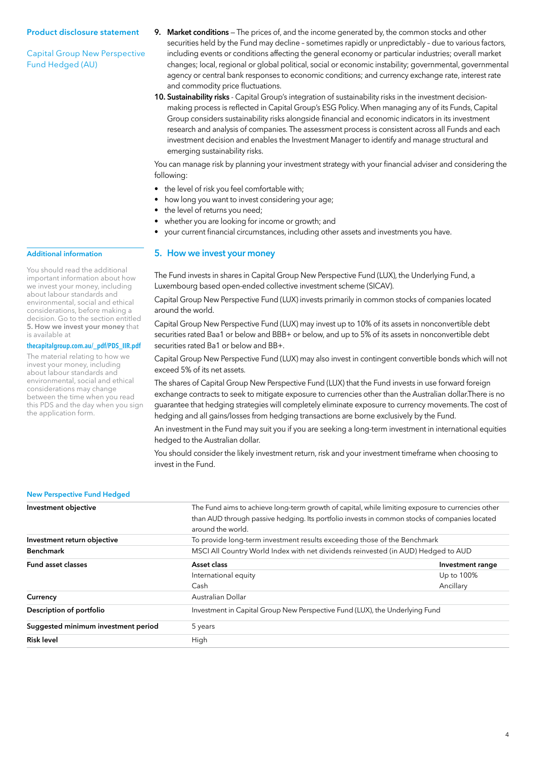**Product disclosure statement**

Capital Group New Perspective Fund Hedged (AU)

9. **Market conditions** – The prices of, and the income generated by, the common stocks and other securities held by the Fund may decline – sometimes rapidly or unpredictably – due to various factors, including events or conditions affecting the general economy or particular industries; overall market changes; local, regional or global political, social or economic instability; governmental, governmental agency or central bank responses to economic conditions; and currency exchange rate, interest rate and commodity price fluctuations.
10. **Sustainability risks** - Capital Group's integration of sustainability risks in the investment decision-making process is reflected in Capital Group's ESG Policy. When managing any of its Funds, Capital Group considers sustainability risks alongside financial and economic indicators in its investment research and analysis of companies. The assessment process is consistent across all Funds and each investment decision and enables the Investment Manager to identify and manage structural and emerging sustainability risks.

You can manage risk by planning your investment strategy with your financial adviser and considering the following:

- the level of risk you feel comfortable with;
- how long you want to invest considering your age;
- the level of returns you need;
- whether you are looking for income or growth; and
- your current financial circumstances, including other assets and investments you have.

## 5. How we invest your money

**Additional information**

You should read the additional important information about how we invest your money, including about labour standards and environmental, social and ethical considerations, before making a decision. Go to the section entitled **5. How we invest your money** that is available at **thecapitalgroup.com.au/_pdf/PDS_IIR.pdf**

The material relating to how we invest your money, including about labour standards and environmental, social and ethical considerations may change between the time when you read this PDS and the day when you sign the application form.

The Fund invests in shares in Capital Group New Perspective Fund (LUX), the Underlying Fund, a Luxembourg based open-ended collective investment scheme (SICAV).

Capital Group New Perspective Fund (LUX) invests primarily in common stocks of companies located around the world.

Capital Group New Perspective Fund (LUX) may invest up to 10% of its assets in nonconvertible debt securities rated Baa1 or below and BBB+ or below, and up to 5% of its assets in nonconvertible debt securities rated Ba1 or below and BB+.

Capital Group New Perspective Fund (LUX) may also invest in contingent convertible bonds which will not exceed 5% of its net assets.

The shares of Capital Group New Perspective Fund (LUX) that the Fund invests in use forward foreign exchange contracts to seek to mitigate exposure to currencies other than the Australian dollar.There is no guarantee that hedging strategies will completely eliminate exposure to currency movements. The cost of hedging and all gains/losses from hedging transactions are borne exclusively by the Fund.

An investment in the Fund may suit you if you are seeking a long-term investment in international equities hedged to the Australian dollar.

You should consider the likely investment return, risk and your investment timeframe when choosing to invest in the Fund.

**New Perspective Fund Hedged**

| | | |
|---|---|---|
| **Investment objective** | The Fund aims to achieve long-term growth of capital, while limiting exposure to currencies other than AUD through passive hedging. Its portfolio invests in common stocks of companies located around the world. | |
| **Investment return objective** | To provide long-term investment results exceeding those of the Benchmark | |
| **Benchmark** | MSCI All Country World Index with net dividends reinvested (in AUD) Hedged to AUD | |
| **Fund asset classes** | **Asset class** | **Investment range** |
| | International equity | Up to 100% |
| | Cash | Ancillary |
| **Currency** | Australian Dollar | |
| **Description of portfolio** | Investment in Capital Group New Perspective Fund (LUX), the Underlying Fund | |
| **Suggested minimum investment period** | 5 years | |
| **Risk level** | High | |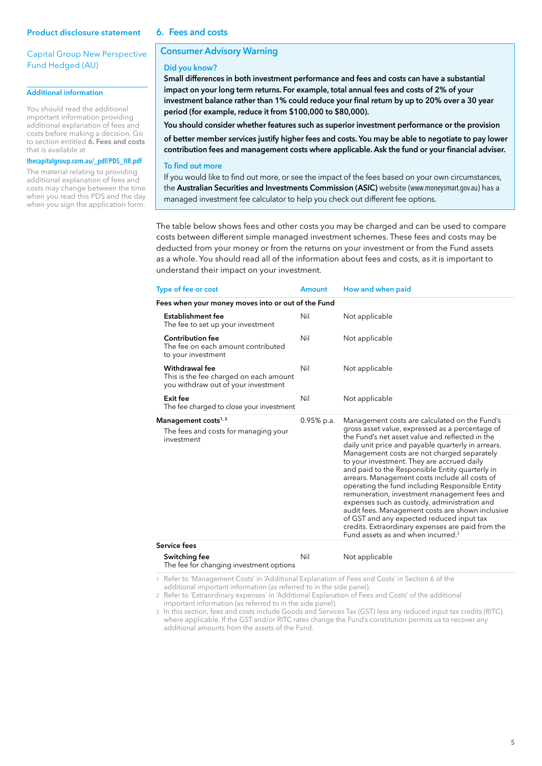Product disclosure statement

Capital Group New Perspective Fund Hedged (AU)

**Additional information**

You should read the additional important information providing additional explanation of fees and costs before making a decision. Go to section entitled **6. Fees and costs** that is available at

**thecapitalgroup.com.au/_pdf/PDS_IIR.pdf**

The material relating to providing additional explanation of fees and costs may change between the time when you read this PDS and the day when you sign the application form.

## 6. Fees and costs

### Consumer Advisory Warning

**Did you know?**

**Small differences in both investment performance and fees and costs can have a substantial impact on your long term returns. For example, total annual fees and costs of 2% of your investment balance rather than 1% could reduce your final return by up to 20% over a 30 year period (for example, reduce it from $100,000 to $80,000).**

**You should consider whether features such as superior investment performance or the provision of better member services justify higher fees and costs. You may be able to negotiate to pay lower contribution fees and management costs where applicable. Ask the fund or your financial adviser.**

**To find out more**

If you would like to find out more, or see the impact of the fees based on your own circumstances, the **Australian Securities and Investments Commission (ASIC)** website (www.moneysmart.gov.au) has a managed investment fee calculator to help you check out different fee options.

The table below shows fees and other costs you may be charged and can be used to compare costs between different simple managed investment schemes. These fees and costs may be deducted from your money or from the returns on your investment or from the Fund assets as a whole. You should read all of the information about fees and costs, as it is important to understand their impact on your investment.

| Type of fee or cost | Amount | How and when paid |
|---|---|---|
| **Fees when your money moves into or out of the Fund** | | |
| **Establishment fee** The fee to set up your investment | Nil | Not applicable |
| **Contribution fee** The fee on each amount contributed to your investment | Nil | Not applicable |
| **Withdrawal fee** This is the fee charged on each amount you withdraw out of your investment | Nil | Not applicable |
| **Exit fee** The fee charged to close your investment | Nil | Not applicable |
| **Management costs**[1, 3] The fees and costs for managing your investment | 0.95% p.a. | Management costs are calculated on the Fund's gross asset value, expressed as a percentage of the Fund's net asset value and reflected in the daily unit price and payable quarterly in arrears. Management costs are not charged separately to your investment. They are accrued daily and paid to the Responsible Entity quarterly in arrears. Management costs include all costs of operating the fund including Responsible Entity remuneration, investment management fees and expenses such as custody, administration and audit fees. Management costs are shown inclusive of GST and any expected reduced input tax credits. Extraordinary expenses are paid from the Fund assets as and when incurred.[2] |
| **Service fees** | | |
| **Switching fee** The fee for changing investment options | Nil | Not applicable |

1 Refer to 'Management Costs' in 'Additional Explanation of Fees and Costs' in Section 6 of the additional important information (as referred to in the side panel).

2 Refer to 'Extraordinary expenses' in 'Additional Explanation of Fees and Costs' of the additional important information (as referred to in the side panel).

3 In this section, fees and costs include Goods and Services Tax (GST) less any reduced input tax credits (RITC) where applicable. If the GST and/or RITC rates change the Fund's constitution permits us to recover any additional amounts from the assets of the Fund.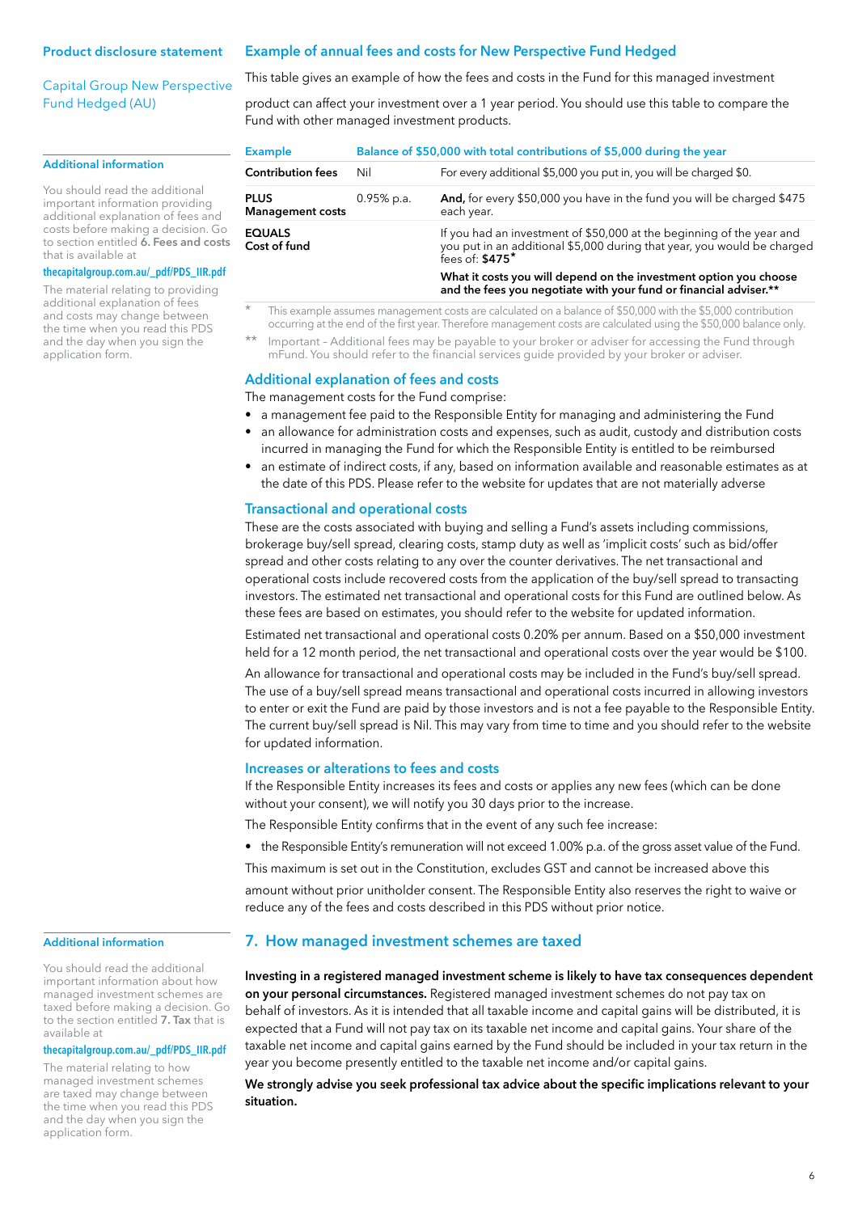Product disclosure statement

Capital Group New Perspective Fund Hedged (AU)

## Example of annual fees and costs for New Perspective Fund Hedged

This table gives an example of how the fees and costs in the Fund for this managed investment product can affect your investment over a 1 year period. You should use this table to compare the Fund with other managed investment products.

| Example | Balance of $50,000 with total contributions of $5,000 during the year | |
|---|---|---|
| **Contribution fees** | Nil | For every additional $5,000 you put in, you will be charged $0. |
| **PLUS Management costs** | 0.95% p.a. | **And,** for every $50,000 you have in the fund you will be charged $475 each year. |
| **EQUALS Cost of fund** | | If you had an investment of $50,000 at the beginning of the year and you put in an additional $5,000 during that year, you would be charged fees of: **$475***<br>**What it costs you will depend on the investment option you choose and the fees you negotiate with your fund or financial adviser.**** |

\* This example assumes management costs are calculated on a balance of $50,000 with the $5,000 contribution occurring at the end of the first year. Therefore management costs are calculated using the $50,000 balance only.

\** Important – Additional fees may be payable to your broker or adviser for accessing the Fund through mFund. You should refer to the financial services guide provided by your broker or adviser.

### Additional information

You should read the additional important information providing additional explanation of fees and costs before making a decision. Go to section entitled **6. Fees and costs** that is available at

thecapitalgroup.com.au/_pdf/PDS_IIR.pdf

The material relating to providing additional explanation of fees and costs may change between the time when you read this PDS and the day when you sign the application form.

## Additional explanation of fees and costs

The management costs for the Fund comprise:

- a management fee paid to the Responsible Entity for managing and administering the Fund
- an allowance for administration costs and expenses, such as audit, custody and distribution costs incurred in managing the Fund for which the Responsible Entity is entitled to be reimbursed
- an estimate of indirect costs, if any, based on information available and reasonable estimates as at the date of this PDS. Please refer to the website for updates that are not materially adverse

## Transactional and operational costs

These are the costs associated with buying and selling a Fund's assets including commissions, brokerage buy/sell spread, clearing costs, stamp duty as well as 'implicit costs' such as bid/offer spread and other costs relating to any over the counter derivatives. The net transactional and operational costs include recovered costs from the application of the buy/sell spread to transacting investors. The estimated net transactional and operational costs for this Fund are outlined below. As these fees are based on estimates, you should refer to the website for updated information.

Estimated net transactional and operational costs 0.20% per annum. Based on a $50,000 investment held for a 12 month period, the net transactional and operational costs over the year would be $100.

An allowance for transactional and operational costs may be included in the Fund's buy/sell spread. The use of a buy/sell spread means transactional and operational costs incurred in allowing investors to enter or exit the Fund are paid by those investors and is not a fee payable to the Responsible Entity. The current buy/sell spread is Nil. This may vary from time to time and you should refer to the website for updated information.

## Increases or alterations to fees and costs

If the Responsible Entity increases its fees and costs or applies any new fees (which can be done without your consent), we will notify you 30 days prior to the increase.

The Responsible Entity confirms that in the event of any such fee increase:

- the Responsible Entity's remuneration will not exceed 1.00% p.a. of the gross asset value of the Fund.

This maximum is set out in the Constitution, excludes GST and cannot be increased above this amount without prior unitholder consent. The Responsible Entity also reserves the right to waive or reduce any of the fees and costs described in this PDS without prior notice.

## 7. How managed investment schemes are taxed

### Additional information

You should read the additional important information about how managed investment schemes are taxed before making a decision. Go to the section entitled **7. Tax** that is available at

thecapitalgroup.com.au/_pdf/PDS_IIR.pdf

The material relating to how managed investment schemes are taxed may change between the time when you read this PDS and the day when you sign the application form.

**Investing in a registered managed investment scheme is likely to have tax consequences dependent on your personal circumstances.** Registered managed investment schemes do not pay tax on behalf of investors. As it is intended that all taxable income and capital gains will be distributed, it is expected that a Fund will not pay tax on its taxable net income and capital gains. Your share of the taxable net income and capital gains earned by the Fund should be included in your tax return in the year you become presently entitled to the taxable net income and/or capital gains.

**We strongly advise you seek professional tax advice about the specific implications relevant to your situation.**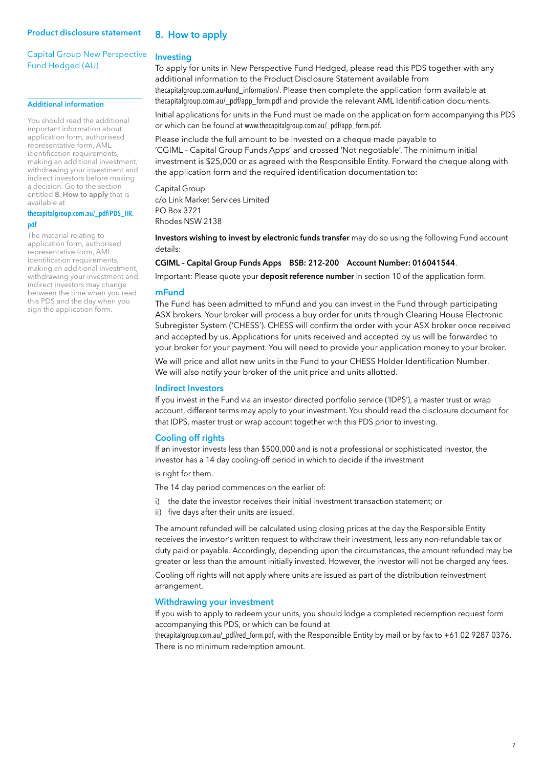Product disclosure statement

Capital Group New Perspective Fund Hedged (AU)

**Additional information**

You should read the additional important information about application form, authorisesd representative form, AML identification requirements, making an additional investment, withdrawing your investment and indirect investors before making a decision. Go to the section entitled **8. How to apply** that is available at thecapitalgroup.com.au/_pdf/PDS_IIR.pdf

The material relating to application form, authorised representative form, AML identification requirements, making an additional investment, withdrawing your investment and indirect investors may change between the time when you read this PDS and the day when you sign the application form.

## 8. How to apply

### Investing

To apply for units in New Perspective Fund Hedged, please read this PDS together with any additional information to the Product Disclosure Statement available from thecapitalgroup.com.au/fund_information/. Please then complete the application form available at thecapitalgroup.com.au/_pdf/app_form.pdf and provide the relevant AML Identification documents.

Initial applications for units in the Fund must be made on the application form accompanying this PDS or which can be found at www.thecapitalgroup.com.au/_pdf/app_form.pdf.

Please include the full amount to be invested on a cheque made payable to 'CGIML – Capital Group Funds Apps' and crossed 'Not negotiable'. The minimum initial investment is $25,000 or as agreed with the Responsible Entity. Forward the cheque along with the application form and the required identification documentation to:

Capital Group
c/o Link Market Services Limited
PO Box 3721
Rhodes NSW 2138

**Investors wishing to invest by electronic funds transfer** may do so using the following Fund account details:

**CGIML – Capital Group Funds Apps BSB: 212-200 Account Number: 016041544**.

Important: Please quote your **deposit reference number** in section 10 of the application form.

### mFund

The Fund has been admitted to mFund and you can invest in the Fund through participating ASX brokers. Your broker will process a buy order for units through Clearing House Electronic Subregister System ('CHESS'). CHESS will confirm the order with your ASX broker once received and accepted by us. Applications for units received and accepted by us will be forwarded to your broker for your payment. You will need to provide your application money to your broker.

We will price and allot new units in the Fund to your CHESS Holder Identification Number. We will also notify your broker of the unit price and units allotted.

### Indirect Investors

If you invest in the Fund via an investor directed portfolio service ('IDPS'), a master trust or wrap account, different terms may apply to your investment. You should read the disclosure document for that IDPS, master trust or wrap account together with this PDS prior to investing.

### Cooling off rights

If an investor invests less than $500,000 and is not a professional or sophisticated investor, the investor has a 14 day cooling-off period in which to decide if the investment

is right for them.

The 14 day period commences on the earlier of:

i) the date the investor receives their initial investment transaction statement; or
ii) five days after their units are issued.

The amount refunded will be calculated using closing prices at the day the Responsible Entity receives the investor's written request to withdraw their investment, less any non-refundable tax or duty paid or payable. Accordingly, depending upon the circumstances, the amount refunded may be greater or less than the amount initially invested. However, the investor will not be charged any fees.

Cooling off rights will not apply where units are issued as part of the distribution reinvestment arrangement.

### Withdrawing your investment

If you wish to apply to redeem your units, you should lodge a completed redemption request form accompanying this PDS, or which can be found at thecapitalgroup.com.au/_pdf/red_form.pdf, with the Responsible Entity by mail or by fax to +61 02 9287 0376. There is no minimum redemption amount.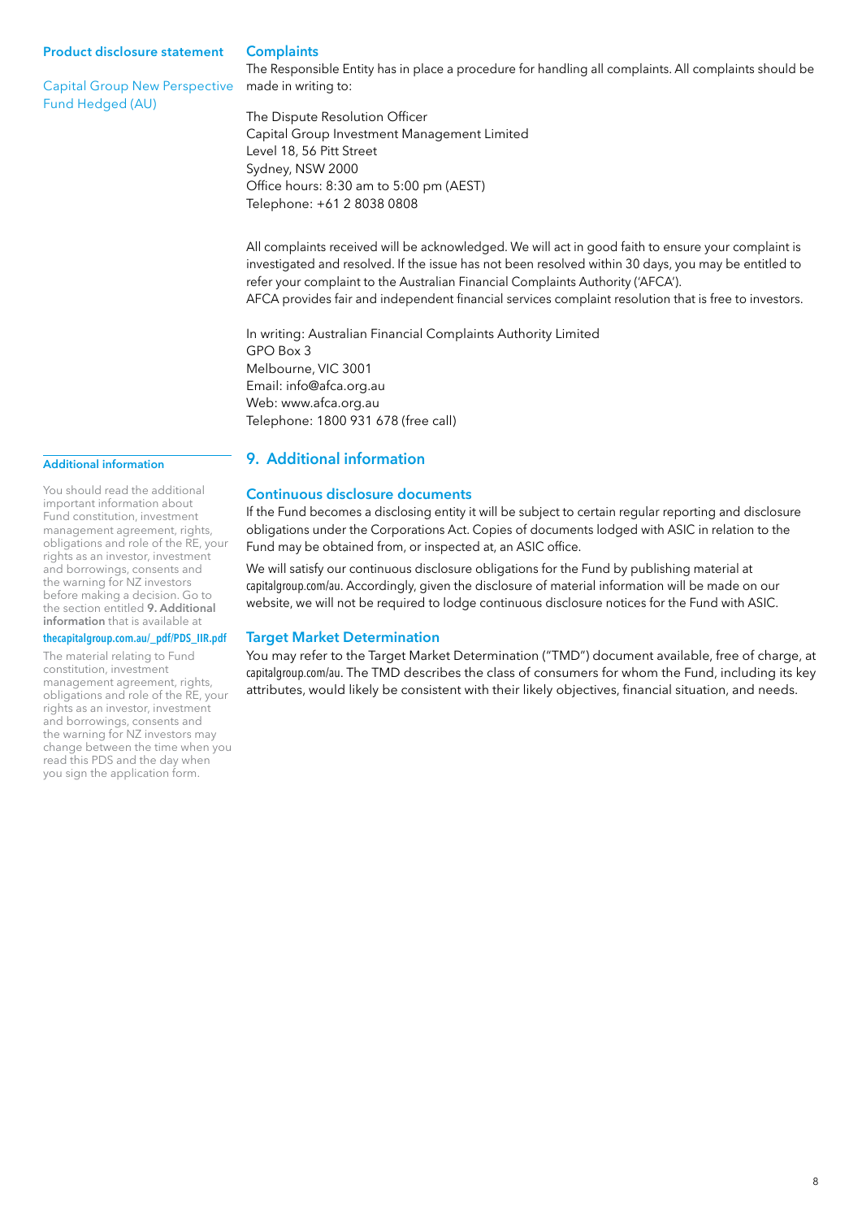## Complaints

The Responsible Entity has in place a procedure for handling all complaints. All complaints should be made in writing to:

The Dispute Resolution Officer
Capital Group Investment Management Limited
Level 18, 56 Pitt Street
Sydney, NSW 2000
Office hours: 8:30 am to 5:00 pm (AEST)
Telephone: +61 2 8038 0808

All complaints received will be acknowledged. We will act in good faith to ensure your complaint is investigated and resolved. If the issue has not been resolved within 30 days, you may be entitled to refer your complaint to the Australian Financial Complaints Authority ('AFCA').
AFCA provides fair and independent financial services complaint resolution that is free to investors.

In writing: Australian Financial Complaints Authority Limited
GPO Box 3
Melbourne, VIC 3001
Email: info@afca.org.au
Web: www.afca.org.au
Telephone: 1800 931 678 (free call)

## 9. Additional information

**Additional information**

You should read the additional important information about Fund constitution, investment management agreement, rights, obligations and role of the RE, your rights as an investor, investment and borrowings, consents and the warning for NZ investors before making a decision. Go to the section entitled **9. Additional information** that is available at **thecapitalgroup.com.au/_pdf/PDS_IIR.pdf**

The material relating to Fund constitution, investment management agreement, rights, obligations and role of the RE, your rights as an investor, investment and borrowings, consents and the warning for NZ investors may change between the time when you read this PDS and the day when you sign the application form.

### Continuous disclosure documents

If the Fund becomes a disclosing entity it will be subject to certain regular reporting and disclosure obligations under the Corporations Act. Copies of documents lodged with ASIC in relation to the Fund may be obtained from, or inspected at, an ASIC office.

We will satisfy our continuous disclosure obligations for the Fund by publishing material at capitalgroup.com/au. Accordingly, given the disclosure of material information will be made on our website, we will not be required to lodge continuous disclosure notices for the Fund with ASIC.

### Target Market Determination

You may refer to the Target Market Determination ("TMD") document available, free of charge, at capitalgroup.com/au. The TMD describes the class of consumers for whom the Fund, including its key attributes, would likely be consistent with their likely objectives, financial situation, and needs.